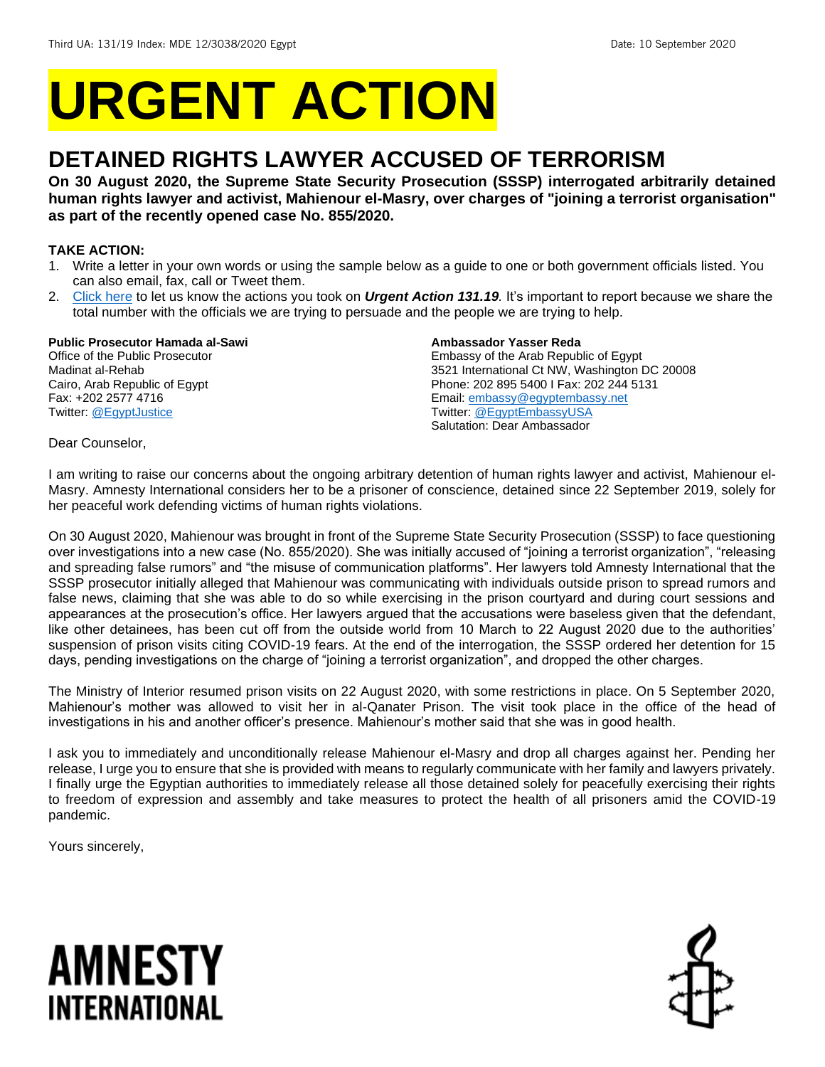Third UA: 131/19 Index: MDE 12/3038/2020 Egypt Date: 10 September 2020

# URGENT ACTION

## DETAINED RIGHTS LAWYER ACCUSED OF TERRORISM

**On 30 August 2020, the Supreme State Security Prosecution (SSSP) interrogated arbitrarily detained human rights lawyer and activist, Mahienour el-Masry, over charges of "joining a terrorist organisation" as part of the recently opened case No. 855/2020.**

**TAKE ACTION:**

1. Write a letter in your own words or using the sample below as a guide to one or both government officials listed. You can also email, fax, call or Tweet them.
2. Click here to let us know the actions you took on ***Urgent Action 131.19***. It's important to report because we share the total number with the officials we are trying to persuade and the people we are trying to help.

**Public Prosecutor Hamada al-Sawi**
Office of the Public Prosecutor
Madinat al-Rehab
Cairo, Arab Republic of Egypt
Fax: +202 2577 4716
Twitter: @EgyptJustice

**Ambassador Yasser Reda**
Embassy of the Arab Republic of Egypt
3521 International Ct NW, Washington DC 20008
Phone: 202 895 5400 I Fax: 202 244 5131
Email: embassy@egyptembassy.net
Twitter: @EgyptEmbassyUSA
Salutation: Dear Ambassador

Dear Counselor,

I am writing to raise our concerns about the ongoing arbitrary detention of human rights lawyer and activist, Mahienour el-Masry. Amnesty International considers her to be a prisoner of conscience, detained since 22 September 2019, solely for her peaceful work defending victims of human rights violations.

On 30 August 2020, Mahienour was brought in front of the Supreme State Security Prosecution (SSSP) to face questioning over investigations into a new case (No. 855/2020). She was initially accused of "joining a terrorist organization", "releasing and spreading false rumors" and "the misuse of communication platforms". Her lawyers told Amnesty International that the SSSP prosecutor initially alleged that Mahienour was communicating with individuals outside prison to spread rumors and false news, claiming that she was able to do so while exercising in the prison courtyard and during court sessions and appearances at the prosecution's office. Her lawyers argued that the accusations were baseless given that the defendant, like other detainees, has been cut off from the outside world from 10 March to 22 August 2020 due to the authorities' suspension of prison visits citing COVID-19 fears. At the end of the interrogation, the SSSP ordered her detention for 15 days, pending investigations on the charge of "joining a terrorist organization", and dropped the other charges.

The Ministry of Interior resumed prison visits on 22 August 2020, with some restrictions in place. On 5 September 2020, Mahienour's mother was allowed to visit her in al-Qanater Prison. The visit took place in the office of the head of investigations in his and another officer's presence. Mahienour's mother said that she was in good health.

I ask you to immediately and unconditionally release Mahienour el-Masry and drop all charges against her. Pending her release, I urge you to ensure that she is provided with means to regularly communicate with her family and lawyers privately. I finally urge the Egyptian authorities to immediately release all those detained solely for peacefully exercising their rights to freedom of expression and assembly and take measures to protect the health of all prisoners amid the COVID-19 pandemic.

Yours sincerely,

AMNESTY INTERNATIONAL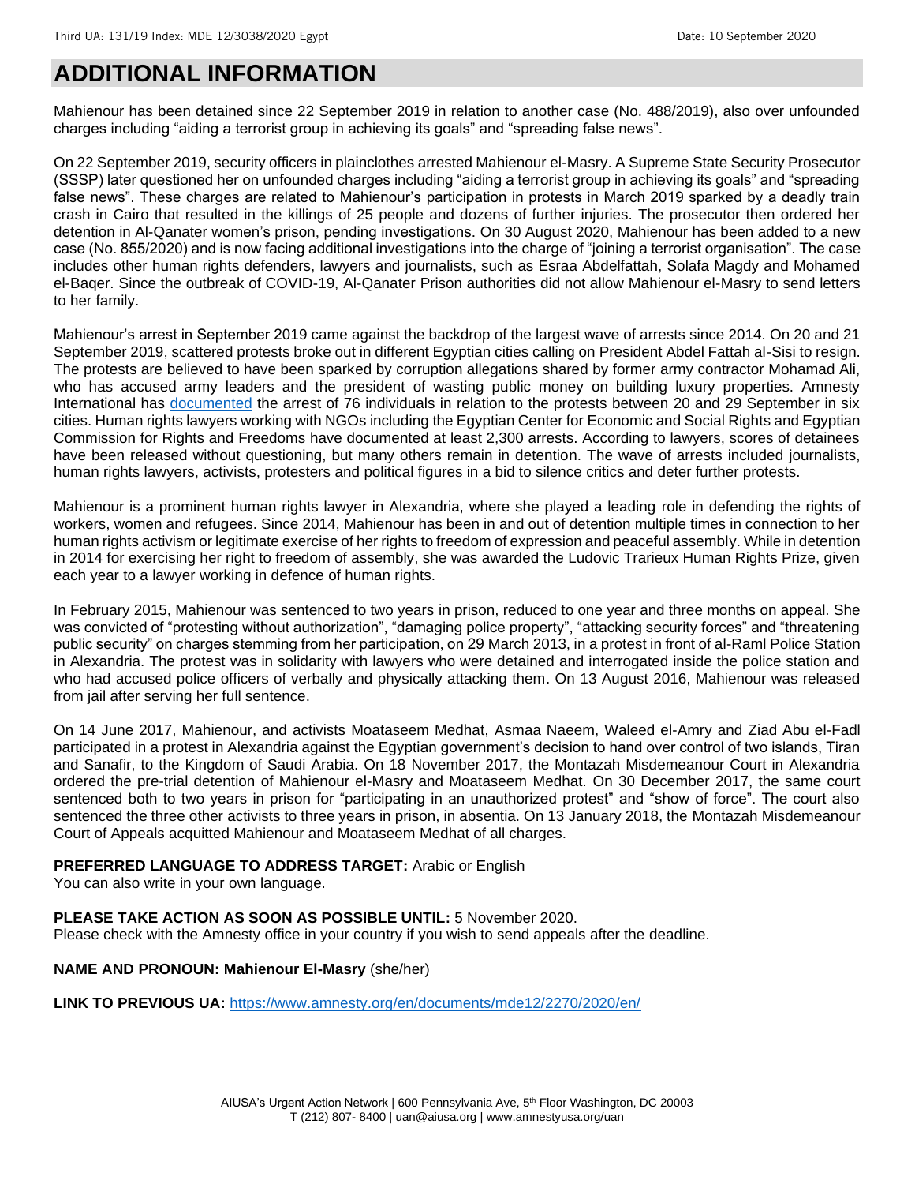# ADDITIONAL INFORMATION

Mahienour has been detained since 22 September 2019 in relation to another case (No. 488/2019), also over unfounded charges including "aiding a terrorist group in achieving its goals" and "spreading false news".

On 22 September 2019, security officers in plainclothes arrested Mahienour el-Masry. A Supreme State Security Prosecutor (SSSP) later questioned her on unfounded charges including "aiding a terrorist group in achieving its goals" and "spreading false news". These charges are related to Mahienour's participation in protests in March 2019 sparked by a deadly train crash in Cairo that resulted in the killings of 25 people and dozens of further injuries. The prosecutor then ordered her detention in Al-Qanater women's prison, pending investigations. On 30 August 2020, Mahienour has been added to a new case (No. 855/2020) and is now facing additional investigations into the charge of "joining a terrorist organisation". The case includes other human rights defenders, lawyers and journalists, such as Esraa Abdelfattah, Solafa Magdy and Mohamed el-Baqer. Since the outbreak of COVID-19, Al-Qanater Prison authorities did not allow Mahienour el-Masry to send letters to her family.

Mahienour's arrest in September 2019 came against the backdrop of the largest wave of arrests since 2014. On 20 and 21 September 2019, scattered protests broke out in different Egyptian cities calling on President Abdel Fattah al-Sisi to resign. The protests are believed to have been sparked by corruption allegations shared by former army contractor Mohamad Ali, who has accused army leaders and the president of wasting public money on building luxury properties. Amnesty International has documented the arrest of 76 individuals in relation to the protests between 20 and 29 September in six cities. Human rights lawyers working with NGOs including the Egyptian Center for Economic and Social Rights and Egyptian Commission for Rights and Freedoms have documented at least 2,300 arrests. According to lawyers, scores of detainees have been released without questioning, but many others remain in detention. The wave of arrests included journalists, human rights lawyers, activists, protesters and political figures in a bid to silence critics and deter further protests.

Mahienour is a prominent human rights lawyer in Alexandria, where she played a leading role in defending the rights of workers, women and refugees. Since 2014, Mahienour has been in and out of detention multiple times in connection to her human rights activism or legitimate exercise of her rights to freedom of expression and peaceful assembly. While in detention in 2014 for exercising her right to freedom of assembly, she was awarded the Ludovic Trarieux Human Rights Prize, given each year to a lawyer working in defence of human rights.

In February 2015, Mahienour was sentenced to two years in prison, reduced to one year and three months on appeal. She was convicted of "protesting without authorization", "damaging police property", "attacking security forces" and "threatening public security" on charges stemming from her participation, on 29 March 2013, in a protest in front of al-Raml Police Station in Alexandria. The protest was in solidarity with lawyers who were detained and interrogated inside the police station and who had accused police officers of verbally and physically attacking them. On 13 August 2016, Mahienour was released from jail after serving her full sentence.

On 14 June 2017, Mahienour, and activists Moataseem Medhat, Asmaa Naeem, Waleed el-Amry and Ziad Abu el-Fadl participated in a protest in Alexandria against the Egyptian government's decision to hand over control of two islands, Tiran and Sanafir, to the Kingdom of Saudi Arabia. On 18 November 2017, the Montazah Misdemeanour Court in Alexandria ordered the pre-trial detention of Mahienour el-Masry and Moataseem Medhat. On 30 December 2017, the same court sentenced both to two years in prison for "participating in an unauthorized protest" and "show of force". The court also sentenced the three other activists to three years in prison, in absentia. On 13 January 2018, the Montazah Misdemeanour Court of Appeals acquitted Mahienour and Moataseem Medhat of all charges.

**PREFERRED LANGUAGE TO ADDRESS TARGET:** Arabic or English
You can also write in your own language.

**PLEASE TAKE ACTION AS SOON AS POSSIBLE UNTIL:** 5 November 2020.
Please check with the Amnesty office in your country if you wish to send appeals after the deadline.

**NAME AND PRONOUN: Mahienour El-Masry** (she/her)

**LINK TO PREVIOUS UA:** https://www.amnesty.org/en/documents/mde12/2270/2020/en/